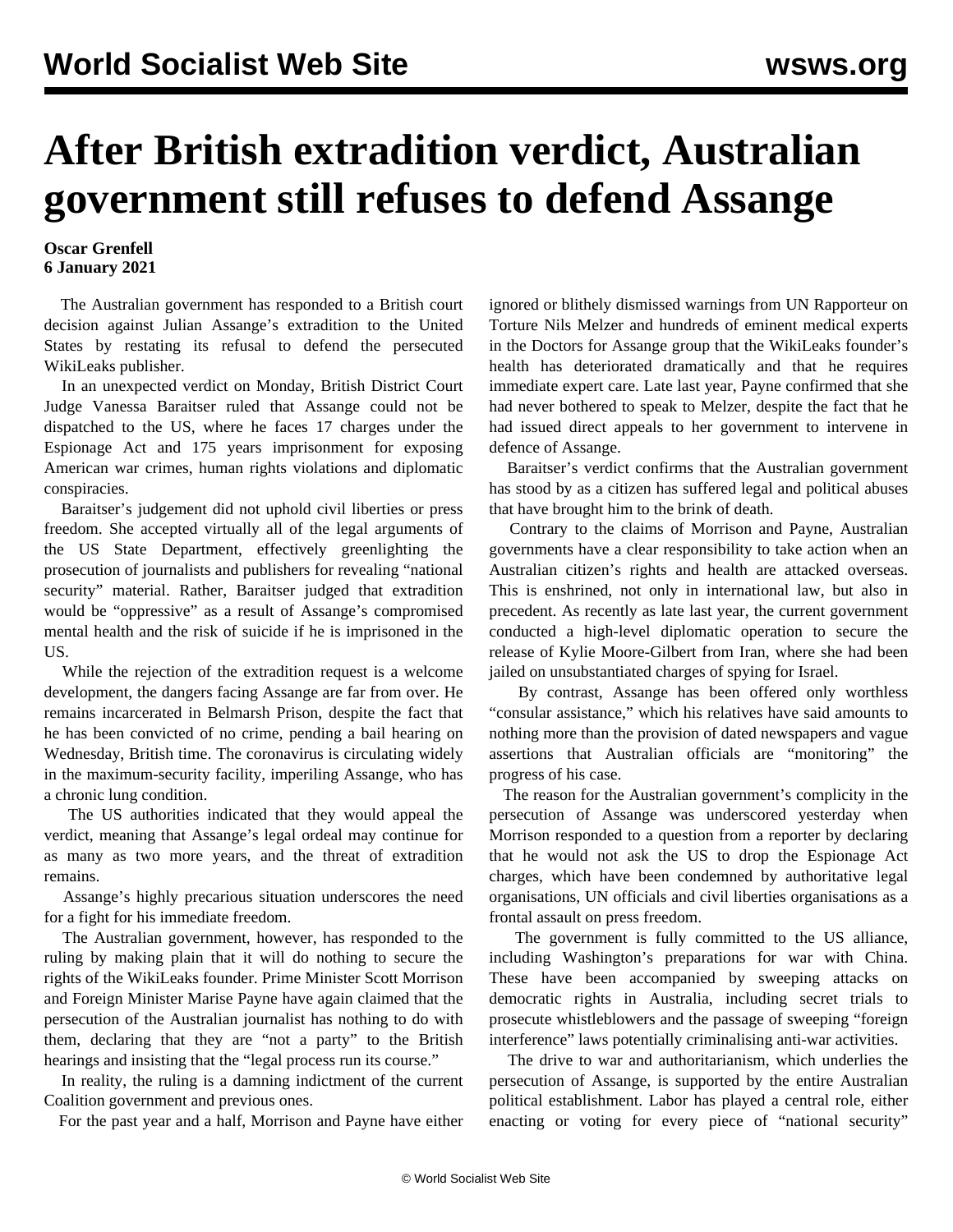# After British extradition verdict, Australian government still refuses to defend Assange

**Oscar Grenfell**
**6 January 2021**

The Australian government has responded to a British court decision against Julian Assange's extradition to the United States by restating its refusal to defend the persecuted WikiLeaks publisher.

In an unexpected verdict on Monday, British District Court Judge Vanessa Baraitser ruled that Assange could not be dispatched to the US, where he faces 17 charges under the Espionage Act and 175 years imprisonment for exposing American war crimes, human rights violations and diplomatic conspiracies.

Baraitser's judgement did not uphold civil liberties or press freedom. She accepted virtually all of the legal arguments of the US State Department, effectively greenlighting the prosecution of journalists and publishers for revealing "national security" material. Rather, Baraitser judged that extradition would be "oppressive" as a result of Assange's compromised mental health and the risk of suicide if he is imprisoned in the US.

While the rejection of the extradition request is a welcome development, the dangers facing Assange are far from over. He remains incarcerated in Belmarsh Prison, despite the fact that he has been convicted of no crime, pending a bail hearing on Wednesday, British time. The coronavirus is circulating widely in the maximum-security facility, imperiling Assange, who has a chronic lung condition.

The US authorities indicated that they would appeal the verdict, meaning that Assange's legal ordeal may continue for as many as two more years, and the threat of extradition remains.

Assange's highly precarious situation underscores the need for a fight for his immediate freedom.

The Australian government, however, has responded to the ruling by making plain that it will do nothing to secure the rights of the WikiLeaks founder. Prime Minister Scott Morrison and Foreign Minister Marise Payne have again claimed that the persecution of the Australian journalist has nothing to do with them, declaring that they are "not a party" to the British hearings and insisting that the "legal process run its course."

In reality, the ruling is a damning indictment of the current Coalition government and previous ones.

For the past year and a half, Morrison and Payne have either ignored or blithely dismissed warnings from UN Rapporteur on Torture Nils Melzer and hundreds of eminent medical experts in the Doctors for Assange group that the WikiLeaks founder's health has deteriorated dramatically and that he requires immediate expert care. Late last year, Payne confirmed that she had never bothered to speak to Melzer, despite the fact that he had issued direct appeals to her government to intervene in defence of Assange.

Baraitser's verdict confirms that the Australian government has stood by as a citizen has suffered legal and political abuses that have brought him to the brink of death.

Contrary to the claims of Morrison and Payne, Australian governments have a clear responsibility to take action when an Australian citizen's rights and health are attacked overseas. This is enshrined, not only in international law, but also in precedent. As recently as late last year, the current government conducted a high-level diplomatic operation to secure the release of Kylie Moore-Gilbert from Iran, where she had been jailed on unsubstantiated charges of spying for Israel.

By contrast, Assange has been offered only worthless "consular assistance," which his relatives have said amounts to nothing more than the provision of dated newspapers and vague assertions that Australian officials are "monitoring" the progress of his case.

The reason for the Australian government's complicity in the persecution of Assange was underscored yesterday when Morrison responded to a question from a reporter by declaring that he would not ask the US to drop the Espionage Act charges, which have been condemned by authoritative legal organisations, UN officials and civil liberties organisations as a frontal assault on press freedom.

The government is fully committed to the US alliance, including Washington's preparations for war with China. These have been accompanied by sweeping attacks on democratic rights in Australia, including secret trials to prosecute whistleblowers and the passage of sweeping "foreign interference" laws potentially criminalising anti-war activities.

The drive to war and authoritarianism, which underlies the persecution of Assange, is supported by the entire Australian political establishment. Labor has played a central role, either enacting or voting for every piece of "national security"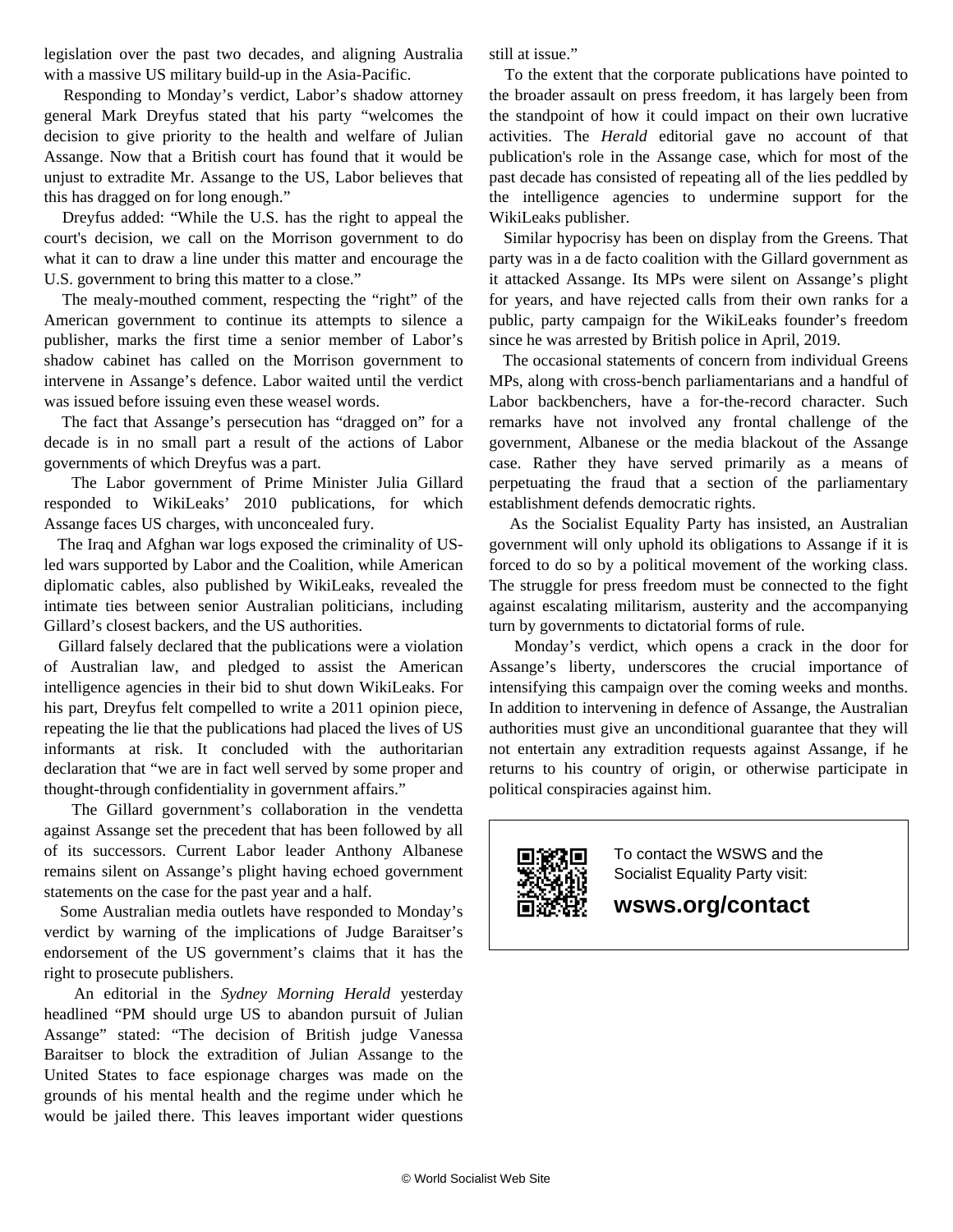legislation over the past two decades, and aligning Australia with a massive US military build-up in the Asia-Pacific.

Responding to Monday's verdict, Labor's shadow attorney general Mark Dreyfus stated that his party "welcomes the decision to give priority to the health and welfare of Julian Assange. Now that a British court has found that it would be unjust to extradite Mr. Assange to the US, Labor believes that this has dragged on for long enough."

Dreyfus added: "While the U.S. has the right to appeal the court's decision, we call on the Morrison government to do what it can to draw a line under this matter and encourage the U.S. government to bring this matter to a close."

The mealy-mouthed comment, respecting the "right" of the American government to continue its attempts to silence a publisher, marks the first time a senior member of Labor's shadow cabinet has called on the Morrison government to intervene in Assange's defence. Labor waited until the verdict was issued before issuing even these weasel words.

The fact that Assange's persecution has "dragged on" for a decade is in no small part a result of the actions of Labor governments of which Dreyfus was a part.

The Labor government of Prime Minister Julia Gillard responded to WikiLeaks' 2010 publications, for which Assange faces US charges, with unconcealed fury.

The Iraq and Afghan war logs exposed the criminality of US-led wars supported by Labor and the Coalition, while American diplomatic cables, also published by WikiLeaks, revealed the intimate ties between senior Australian politicians, including Gillard's closest backers, and the US authorities.

Gillard falsely declared that the publications were a violation of Australian law, and pledged to assist the American intelligence agencies in their bid to shut down WikiLeaks. For his part, Dreyfus felt compelled to write a 2011 opinion piece, repeating the lie that the publications had placed the lives of US informants at risk. It concluded with the authoritarian declaration that "we are in fact well served by some proper and thought-through confidentiality in government affairs."

The Gillard government's collaboration in the vendetta against Assange set the precedent that has been followed by all of its successors. Current Labor leader Anthony Albanese remains silent on Assange's plight having echoed government statements on the case for the past year and a half.

Some Australian media outlets have responded to Monday's verdict by warning of the implications of Judge Baraitser's endorsement of the US government's claims that it has the right to prosecute publishers.

An editorial in the *Sydney Morning Herald* yesterday headlined "PM should urge US to abandon pursuit of Julian Assange" stated: "The decision of British judge Vanessa Baraitser to block the extradition of Julian Assange to the United States to face espionage charges was made on the grounds of his mental health and the regime under which he would be jailed there. This leaves important wider questions still at issue."

To the extent that the corporate publications have pointed to the broader assault on press freedom, it has largely been from the standpoint of how it could impact on their own lucrative activities. The *Herald* editorial gave no account of that publication's role in the Assange case, which for most of the past decade has consisted of repeating all of the lies peddled by the intelligence agencies to undermine support for the WikiLeaks publisher.

Similar hypocrisy has been on display from the Greens. That party was in a de facto coalition with the Gillard government as it attacked Assange. Its MPs were silent on Assange's plight for years, and have rejected calls from their own ranks for a public, party campaign for the WikiLeaks founder's freedom since he was arrested by British police in April, 2019.

The occasional statements of concern from individual Greens MPs, along with cross-bench parliamentarians and a handful of Labor backbenchers, have a for-the-record character. Such remarks have not involved any frontal challenge of the government, Albanese or the media blackout of the Assange case. Rather they have served primarily as a means of perpetuating the fraud that a section of the parliamentary establishment defends democratic rights.

As the Socialist Equality Party has insisted, an Australian government will only uphold its obligations to Assange if it is forced to do so by a political movement of the working class. The struggle for press freedom must be connected to the fight against escalating militarism, austerity and the accompanying turn by governments to dictatorial forms of rule.

Monday's verdict, which opens a crack in the door for Assange's liberty, underscores the crucial importance of intensifying this campaign over the coming weeks and months. In addition to intervening in defence of Assange, the Australian authorities must give an unconditional guarantee that they will not entertain any extradition requests against Assange, if he returns to his country of origin, or otherwise participate in political conspiracies against him.

To contact the WSWS and the Socialist Equality Party visit:

**wsws.org/contact**